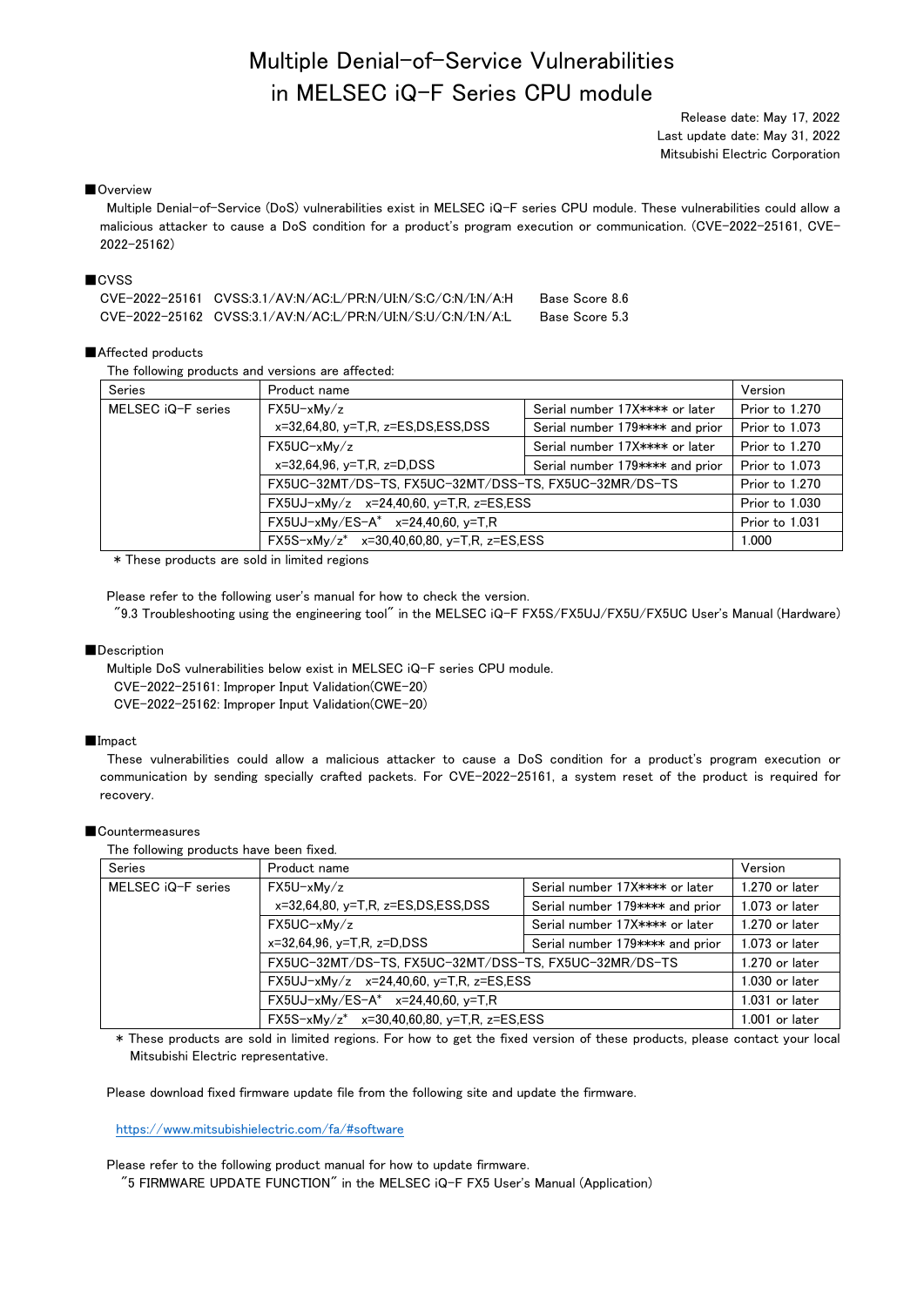# Multiple Denial-of-Service Vulnerabilities in MELSEC iQ-F Series CPU module

Release date: May 17, 2022
Last update date: May 31, 2022
Mitsubishi Electric Corporation

## ■Overview

Multiple Denial-of-Service (DoS) vulnerabilities exist in MELSEC iQ-F series CPU module. These vulnerabilities could allow a malicious attacker to cause a DoS condition for a product's program execution or communication. (CVE-2022-25161, CVE-2022-25162)

## ■CVSS

CVE-2022-25161 CVSS:3.1/AV:N/AC:L/PR:N/UI:N/S:C/C:N/I:N/A:H Base Score 8.6
CVE-2022-25162 CVSS:3.1/AV:N/AC:L/PR:N/UI:N/S:U/C:N/I:N/A:L Base Score 5.3

## ■Affected products

The following products and versions are affected:

| Series | Product name | | Version |
|---|---|---|---|
| MELSEC iQ-F series | FX5U-xMy/z x=32,64,80, y=T,R, z=ES,DS,ESS,DSS | Serial number 17X**** or later | Prior to 1.270 |
| | | Serial number 179**** and prior | Prior to 1.073 |
| | FX5UC-xMy/z x=32,64,96, y=T,R, z=D,DSS | Serial number 17X**** or later | Prior to 1.270 |
| | | Serial number 179**** and prior | Prior to 1.073 |
| | FX5UC-32MT/DS-TS, FX5UC-32MT/DSS-TS, FX5UC-32MR/DS-TS | | Prior to 1.270 |
| | FX5UJ-xMy/z x=24,40,60, y=T,R, z=ES,ESS | | Prior to 1.030 |
| | FX5UJ-xMy/ES-A* x=24,40,60, y=T,R | | Prior to 1.031 |
| | FX5S-xMy/z* x=30,40,60,80, y=T,R, z=ES,ESS | | 1.000 |

\* These products are sold in limited regions

Please refer to the following user's manual for how to check the version.
"9.3 Troubleshooting using the engineering tool" in the MELSEC iQ-F FX5S/FX5UJ/FX5U/FX5UC User's Manual (Hardware)

## ■Description

Multiple DoS vulnerabilities below exist in MELSEC iQ-F series CPU module.
CVE-2022-25161: Improper Input Validation(CWE-20)
CVE-2022-25162: Improper Input Validation(CWE-20)

## ■Impact

These vulnerabilities could allow a malicious attacker to cause a DoS condition for a product's program execution or communication by sending specially crafted packets. For CVE-2022-25161, a system reset of the product is required for recovery.

## ■Countermeasures

The following products have been fixed.

| Series | Product name | | Version |
|---|---|---|---|
| MELSEC iQ-F series | FX5U-xMy/z x=32,64,80, y=T,R, z=ES,DS,ESS,DSS | Serial number 17X**** or later | 1.270 or later |
| | | Serial number 179**** and prior | 1.073 or later |
| | FX5UC-xMy/z x=32,64,96, y=T,R, z=D,DSS | Serial number 17X**** or later | 1.270 or later |
| | | Serial number 179**** and prior | 1.073 or later |
| | FX5UC-32MT/DS-TS, FX5UC-32MT/DSS-TS, FX5UC-32MR/DS-TS | | 1.270 or later |
| | FX5UJ-xMy/z x=24,40,60, y=T,R, z=ES,ESS | | 1.030 or later |
| | FX5UJ-xMy/ES-A* x=24,40,60, y=T,R | | 1.031 or later |
| | FX5S-xMy/z* x=30,40,60,80, y=T,R, z=ES,ESS | | 1.001 or later |

\* These products are sold in limited regions. For how to get the fixed version of these products, please contact your local Mitsubishi Electric representative.

Please download fixed firmware update file from the following site and update the firmware.

https://www.mitsubishielectric.com/fa/#software

Please refer to the following product manual for how to update firmware.
"5 FIRMWARE UPDATE FUNCTION" in the MELSEC iQ-F FX5 User's Manual (Application)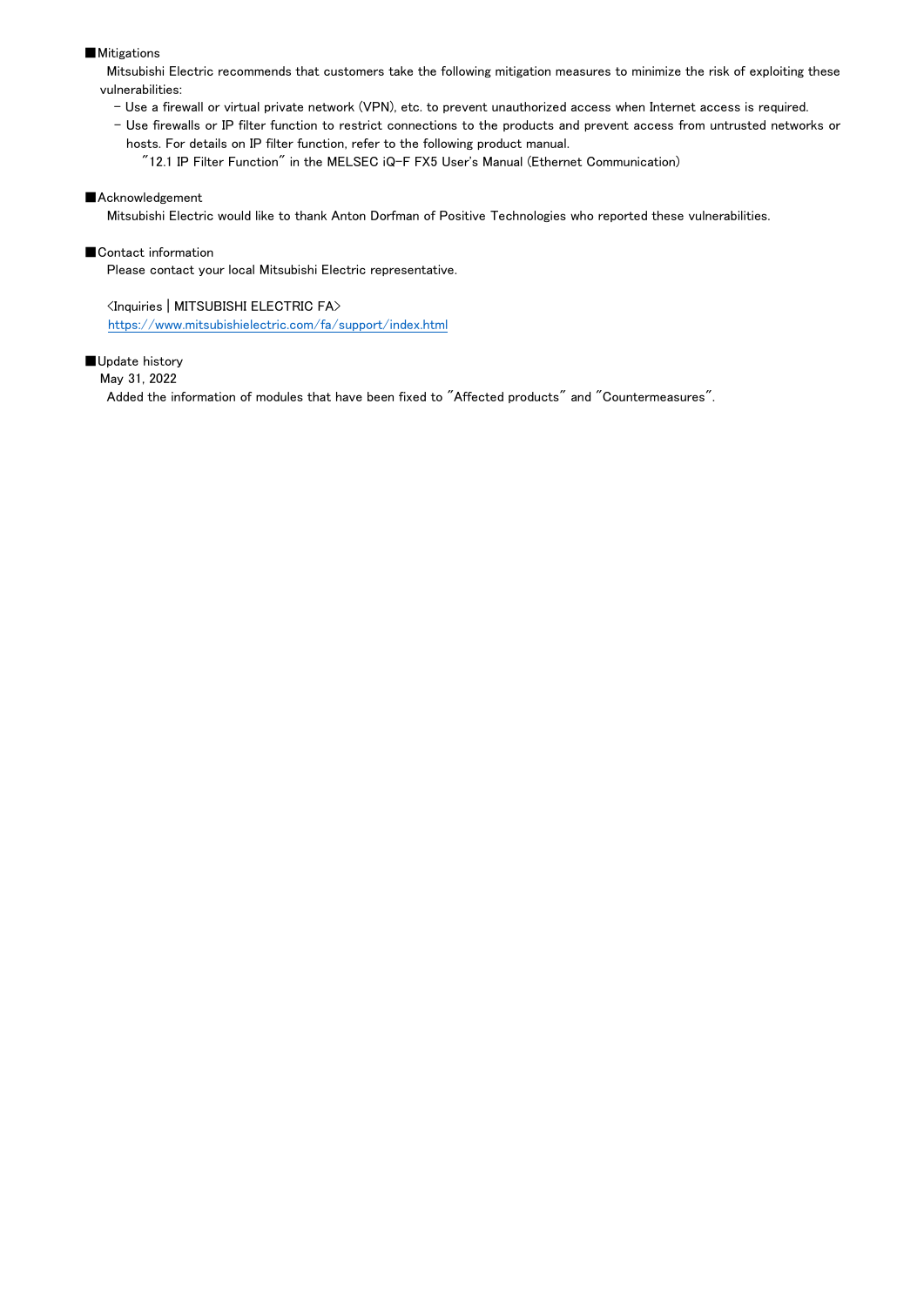■Mitigations

Mitsubishi Electric recommends that customers take the following mitigation measures to minimize the risk of exploiting these vulnerabilities:

- Use a firewall or virtual private network (VPN), etc. to prevent unauthorized access when Internet access is required.
- Use firewalls or IP filter function to restrict connections to the products and prevent access from untrusted networks or hosts. For details on IP filter function, refer to the following product manual.
  "12.1 IP Filter Function" in the MELSEC iQ-F FX5 User's Manual (Ethernet Communication)

■Acknowledgement

Mitsubishi Electric would like to thank Anton Dorfman of Positive Technologies who reported these vulnerabilities.

■Contact information

Please contact your local Mitsubishi Electric representative.

<Inquiries | MITSUBISHI ELECTRIC FA>
https://www.mitsubishielectric.com/fa/support/index.html

■Update history

May 31, 2022
Added the information of modules that have been fixed to "Affected products" and "Countermeasures".